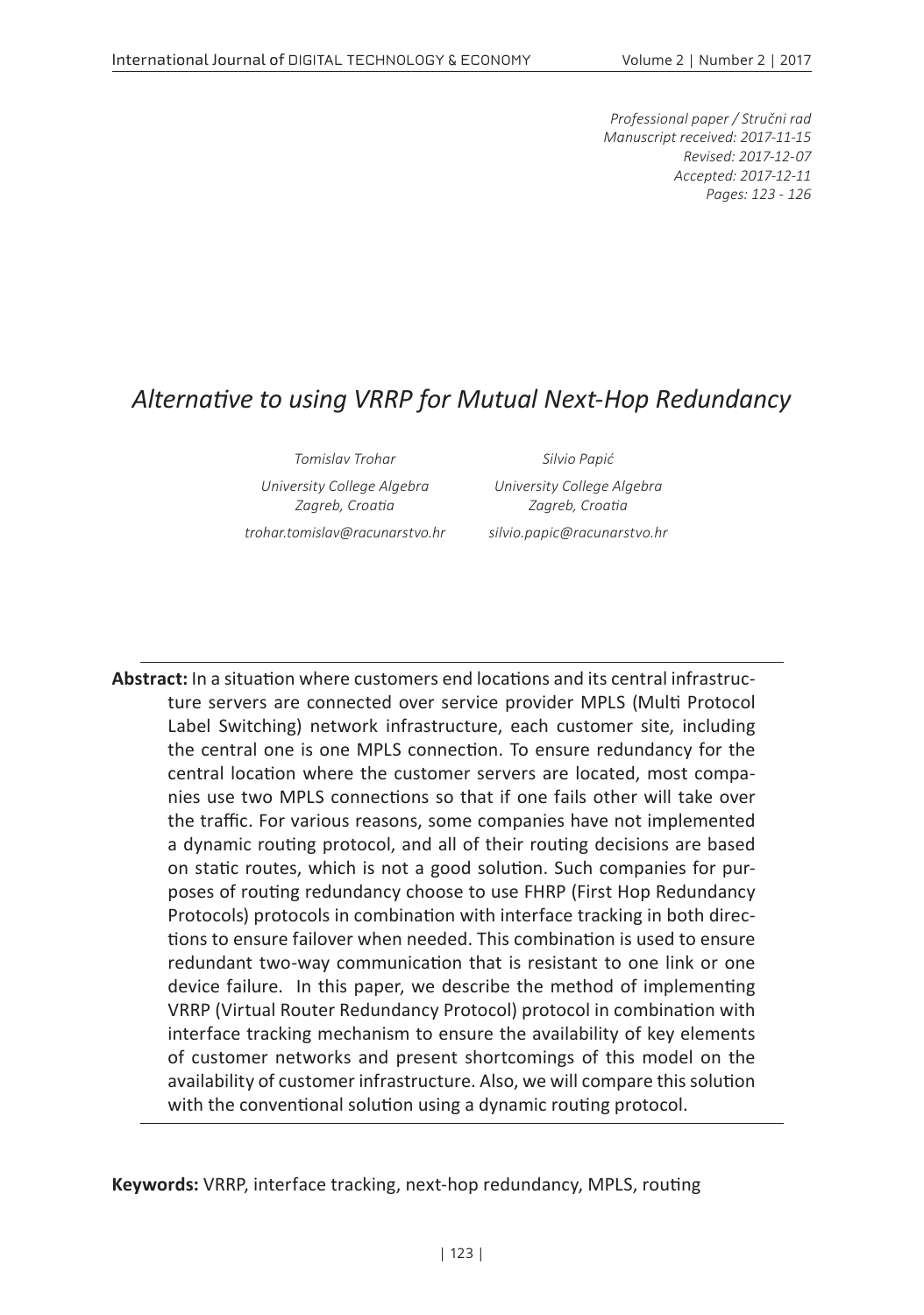*Professional paper / Stručni rad*
*Manuscript received: 2017-11-15*
*Revised: 2017-12-07*
*Accepted: 2017-12-11*

# *Alternative to using VRRP for Mutual Next-Hop Redundancy*

*Tomislav Trohar*
*University College Algebra*
*Zagreb, Croatia*
*trohar.tomislav@racunarstvo.hr*

*Silvio Papić*
*University College Algebra*
*Zagreb, Croatia*
*silvio.papic@racunarstvo.hr*

---

**Abstract:** In a situation where customers end locations and its central infrastructure servers are connected over service provider MPLS (Multi Protocol Label Switching) network infrastructure, each customer site, including the central one is one MPLS connection. To ensure redundancy for the central location where the customer servers are located, most companies use two MPLS connections so that if one fails other will take over the traffic. For various reasons, some companies have not implemented a dynamic routing protocol, and all of their routing decisions are based on static routes, which is not a good solution. Such companies for purposes of routing redundancy choose to use FHRP (First Hop Redundancy Protocols) protocols in combination with interface tracking in both directions to ensure failover when needed. This combination is used to ensure redundant two-way communication that is resistant to one link or one device failure. In this paper, we describe the method of implementing VRRP (Virtual Router Redundancy Protocol) protocol in combination with interface tracking mechanism to ensure the availability of key elements of customer networks and present shortcomings of this model on the availability of customer infrastructure. Also, we will compare this solution with the conventional solution using a dynamic routing protocol.

---

**Keywords:** VRRP, interface tracking, next-hop redundancy, MPLS, routing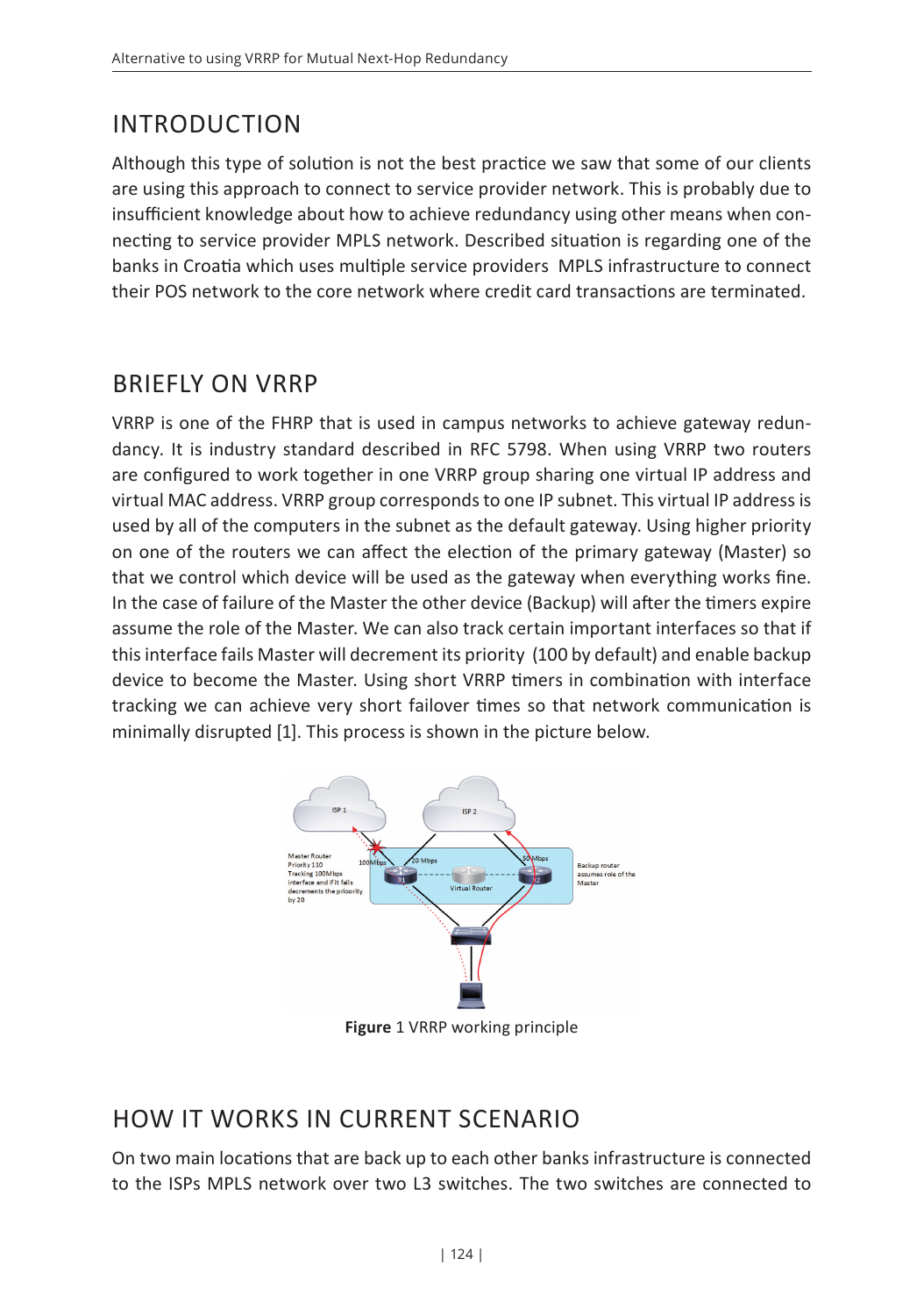## INTRODUCTION

Although this type of solution is not the best practice we saw that some of our clients are using this approach to connect to service provider network. This is probably due to insufficient knowledge about how to achieve redundancy using other means when connecting to service provider MPLS network. Described situation is regarding one of the banks in Croatia which uses multiple service providers MPLS infrastructure to connect their POS network to the core network where credit card transactions are terminated.

## BRIEFLY ON VRRP

VRRP is one of the FHRP that is used in campus networks to achieve gateway redundancy. It is industry standard described in RFC 5798. When using VRRP two routers are configured to work together in one VRRP group sharing one virtual IP address and virtual MAC address. VRRP group corresponds to one IP subnet. This virtual IP address is used by all of the computers in the subnet as the default gateway. Using higher priority on one of the routers we can affect the election of the primary gateway (Master) so that we control which device will be used as the gateway when everything works fine. In the case of failure of the Master the other device (Backup) will after the timers expire assume the role of the Master. We can also track certain important interfaces so that if this interface fails Master will decrement its priority (100 by default) and enable backup device to become the Master. Using short VRRP timers in combination with interface tracking we can achieve very short failover times so that network communication is minimally disrupted [1]. This process is shown in the picture below.

**Figure** 1 VRRP working principle

## HOW IT WORKS IN CURRENT SCENARIO

On two main locations that are back up to each other banks infrastructure is connected to the ISPs MPLS network over two L3 switches. The two switches are connected to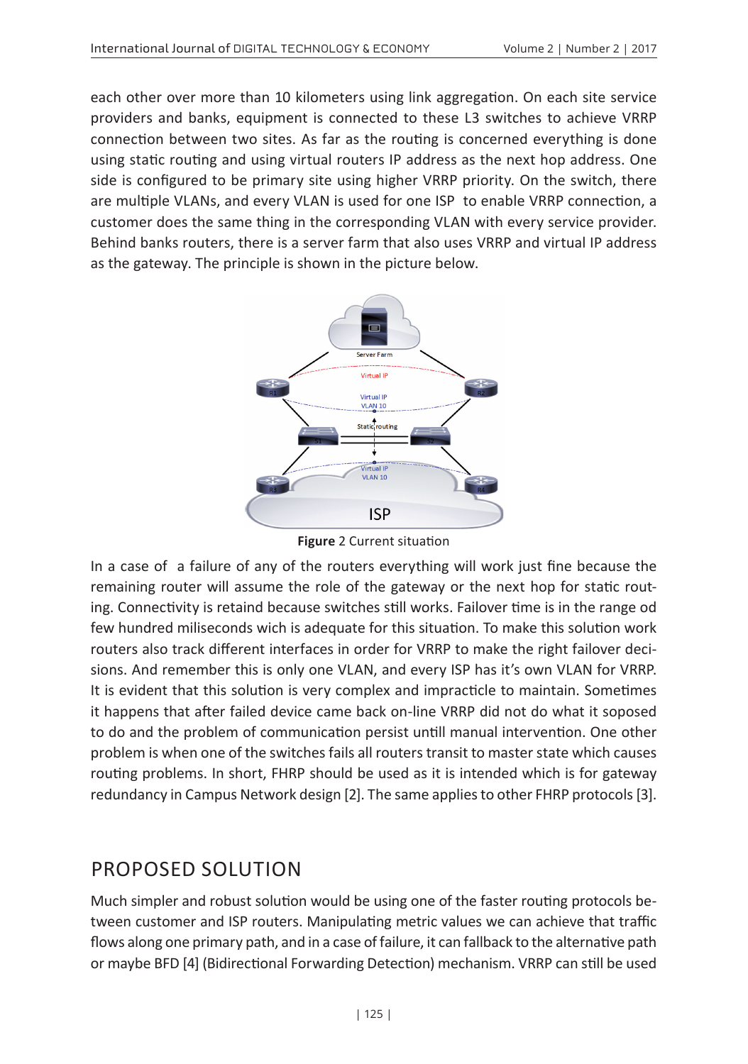each other over more than 10 kilometers using link aggregation. On each site service providers and banks, equipment is connected to these L3 switches to achieve VRRP connection between two sites. As far as the routing is concerned everything is done using static routing and using virtual routers IP address as the next hop address. One side is configured to be primary site using higher VRRP priority. On the switch, there are multiple VLANs, and every VLAN is used for one ISP to enable VRRP connection, a customer does the same thing in the corresponding VLAN with every service provider. Behind banks routers, there is a server farm that also uses VRRP and virtual IP address as the gateway. The principle is shown in the picture below.

**Figure** 2 Current situation

In a case of a failure of any of the routers everything will work just fine because the remaining router will assume the role of the gateway or the next hop for static routing. Connectivity is retaind because switches still works. Failover time is in the range od few hundred miliseconds wich is adequate for this situation. To make this solution work routers also track different interfaces in order for VRRP to make the right failover decisions. And remember this is only one VLAN, and every ISP has it's own VLAN for VRRP. It is evident that this solution is very complex and impracticle to maintain. Sometimes it happens that after failed device came back on-line VRRP did not do what it soposed to do and the problem of communication persist untill manual intervention. One other problem is when one of the switches fails all routers transit to master state which causes routing problems. In short, FHRP should be used as it is intended which is for gateway redundancy in Campus Network design [2]. The same applies to other FHRP protocols [3].

## PROPOSED SOLUTION

Much simpler and robust solution would be using one of the faster routing protocols between customer and ISP routers. Manipulating metric values we can achieve that traffic flows along one primary path, and in a case of failure, it can fallback to the alternative path or maybe BFD [4] (Bidirectional Forwarding Detection) mechanism. VRRP can still be used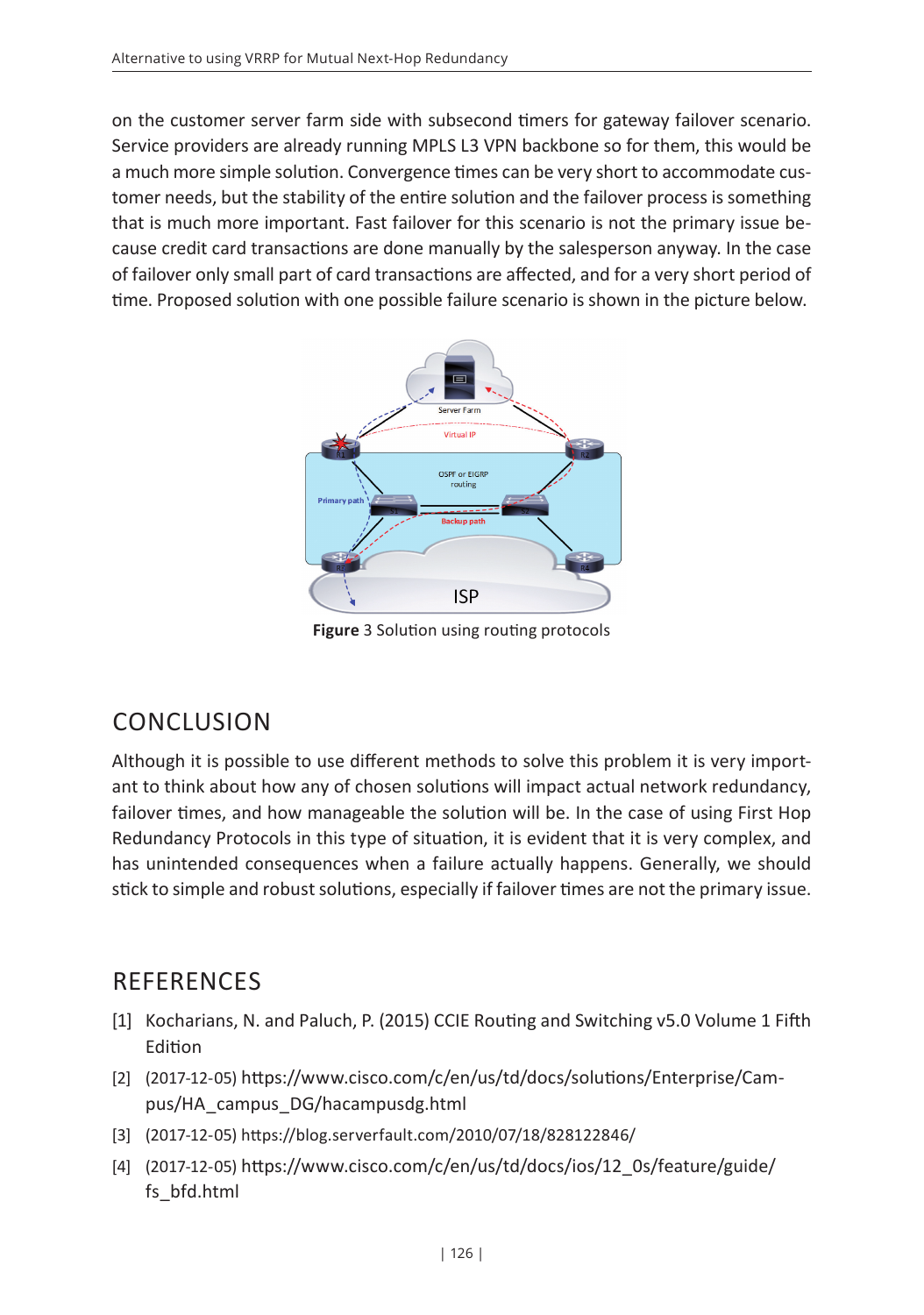on the customer server farm side with subsecond timers for gateway failover scenario. Service providers are already running MPLS L3 VPN backbone so for them, this would be a much more simple solution. Convergence times can be very short to accommodate customer needs, but the stability of the entire solution and the failover process is something that is much more important. Fast failover for this scenario is not the primary issue because credit card transactions are done manually by the salesperson anyway. In the case of failover only small part of card transactions are affected, and for a very short period of time. Proposed solution with one possible failure scenario is shown in the picture below.

Server Farm

Virtual IP

R1

R2

OSPF or EIGRP routing

Primary path

S1

S2

Backup path

R3

R4

ISP

**Figure** 3 Solution using routing protocols

## CONCLUSION

Although it is possible to use different methods to solve this problem it is very important to think about how any of chosen solutions will impact actual network redundancy, failover times, and how manageable the solution will be. In the case of using First Hop Redundancy Protocols in this type of situation, it is evident that it is very complex, and has unintended consequences when a failure actually happens. Generally, we should stick to simple and robust solutions, especially if failover times are not the primary issue.

## REFERENCES

[1] Kocharians, N. and Paluch, P. (2015) CCIE Routing and Switching v5.0 Volume 1 Fifth Edition

[2] (2017-12-05) https://www.cisco.com/c/en/us/td/docs/solutions/Enterprise/Campus/HA_campus_DG/hacampusdg.html

[3] (2017-12-05) https://blog.serverfault.com/2010/07/18/828122846/

[4] (2017-12-05) https://www.cisco.com/c/en/us/td/docs/ios/12_0s/feature/guide/fs_bfd.html